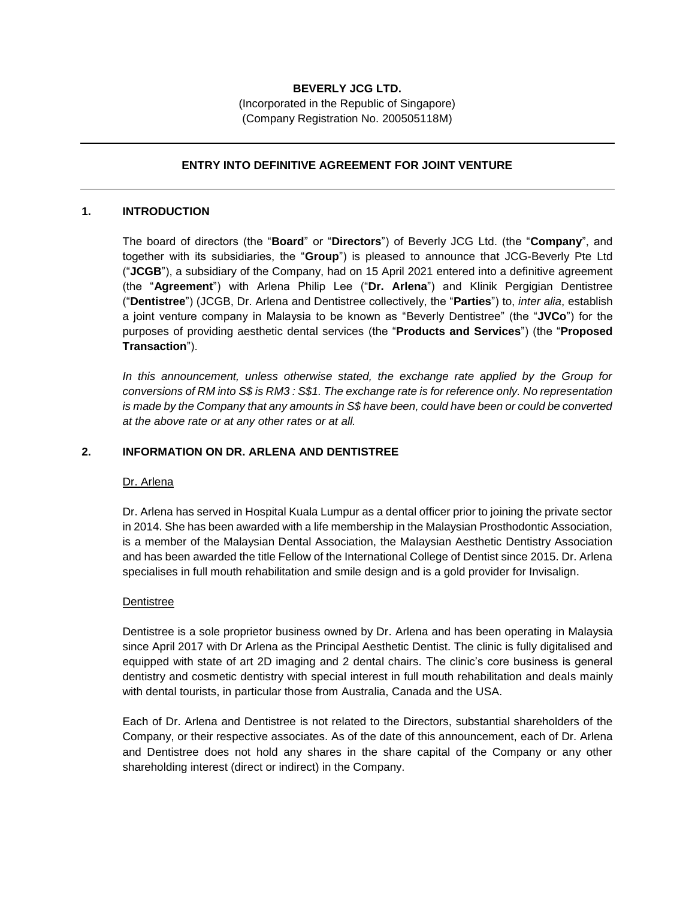**BEVERLY JCG LTD.**

(Incorporated in the Republic of Singapore)
(Company Registration No. 200505118M)

---

**ENTRY INTO DEFINITIVE AGREEMENT FOR JOINT VENTURE**

---

## 1. INTRODUCTION

The board of directors (the "**Board**" or "**Directors**") of Beverly JCG Ltd. (the "**Company**", and together with its subsidiaries, the "**Group**") is pleased to announce that JCG-Beverly Pte Ltd ("**JCGB**"), a subsidiary of the Company, had on 15 April 2021 entered into a definitive agreement (the "**Agreement**") with Arlena Philip Lee ("**Dr. Arlena**") and Klinik Pergigian Dentistree ("**Dentistree**") (JCGB, Dr. Arlena and Dentistree collectively, the "**Parties**") to, *inter alia*, establish a joint venture company in Malaysia to be known as "Beverly Dentistree" (the "**JVCo**") for the purposes of providing aesthetic dental services (the "**Products and Services**") (the "**Proposed Transaction**").

*In this announcement, unless otherwise stated, the exchange rate applied by the Group for conversions of RM into S$ is RM3 : S$1. The exchange rate is for reference only. No representation is made by the Company that any amounts in S$ have been, could have been or could be converted at the above rate or at any other rates or at all.*

## 2. INFORMATION ON DR. ARLENA AND DENTISTREE

Dr. Arlena

Dr. Arlena has served in Hospital Kuala Lumpur as a dental officer prior to joining the private sector in 2014. She has been awarded with a life membership in the Malaysian Prosthodontic Association, is a member of the Malaysian Dental Association, the Malaysian Aesthetic Dentistry Association and has been awarded the title Fellow of the International College of Dentist since 2015. Dr. Arlena specialises in full mouth rehabilitation and smile design and is a gold provider for Invisalign.

Dentistree

Dentistree is a sole proprietor business owned by Dr. Arlena and has been operating in Malaysia since April 2017 with Dr Arlena as the Principal Aesthetic Dentist. The clinic is fully digitalised and equipped with state of art 2D imaging and 2 dental chairs. The clinic's core business is general dentistry and cosmetic dentistry with special interest in full mouth rehabilitation and deals mainly with dental tourists, in particular those from Australia, Canada and the USA.

Each of Dr. Arlena and Dentistree is not related to the Directors, substantial shareholders of the Company, or their respective associates. As of the date of this announcement, each of Dr. Arlena and Dentistree does not hold any shares in the share capital of the Company or any other shareholding interest (direct or indirect) in the Company.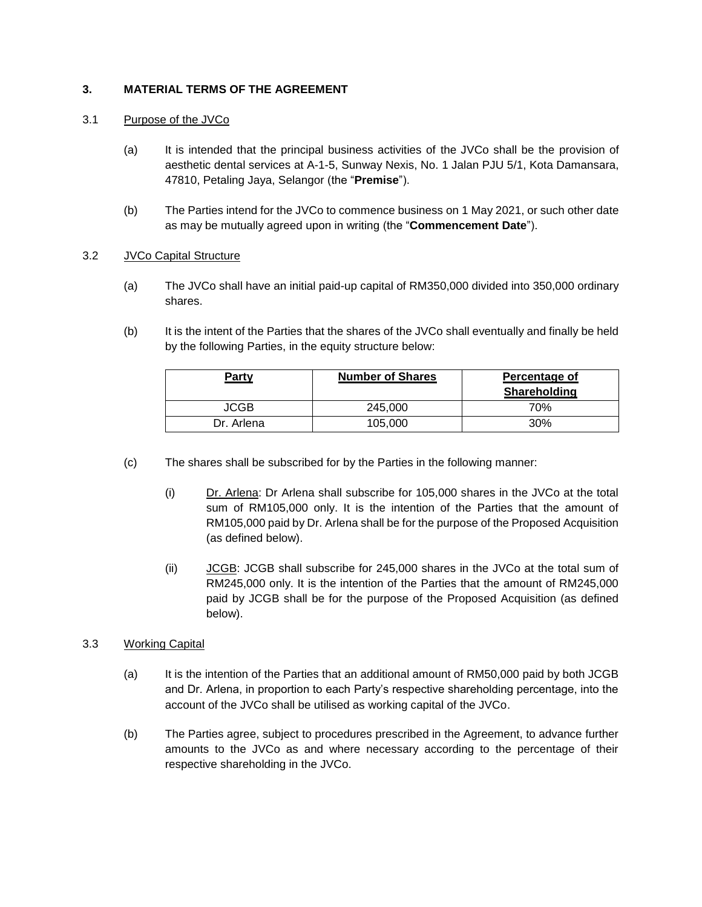## 3. MATERIAL TERMS OF THE AGREEMENT

3.1 Purpose of the JVCo

(a) It is intended that the principal business activities of the JVCo shall be the provision of aesthetic dental services at A-1-5, Sunway Nexis, No. 1 Jalan PJU 5/1, Kota Damansara, 47810, Petaling Jaya, Selangor (the "**Premise**").

(b) The Parties intend for the JVCo to commence business on 1 May 2021, or such other date as may be mutually agreed upon in writing (the "**Commencement Date**").

3.2 JVCo Capital Structure

(a) The JVCo shall have an initial paid-up capital of RM350,000 divided into 350,000 ordinary shares.

(b) It is the intent of the Parties that the shares of the JVCo shall eventually and finally be held by the following Parties, in the equity structure below:

| Party | Number of Shares | Percentage of Shareholding |
|---|---|---|
| JCGB | 245,000 | 70% |
| Dr. Arlena | 105,000 | 30% |

(c) The shares shall be subscribed for by the Parties in the following manner:

(i) Dr. Arlena: Dr Arlena shall subscribe for 105,000 shares in the JVCo at the total sum of RM105,000 only. It is the intention of the Parties that the amount of RM105,000 paid by Dr. Arlena shall be for the purpose of the Proposed Acquisition (as defined below).

(ii) JCGB: JCGB shall subscribe for 245,000 shares in the JVCo at the total sum of RM245,000 only. It is the intention of the Parties that the amount of RM245,000 paid by JCGB shall be for the purpose of the Proposed Acquisition (as defined below).

3.3 Working Capital

(a) It is the intention of the Parties that an additional amount of RM50,000 paid by both JCGB and Dr. Arlena, in proportion to each Party's respective shareholding percentage, into the account of the JVCo shall be utilised as working capital of the JVCo.

(b) The Parties agree, subject to procedures prescribed in the Agreement, to advance further amounts to the JVCo as and where necessary according to the percentage of their respective shareholding in the JVCo.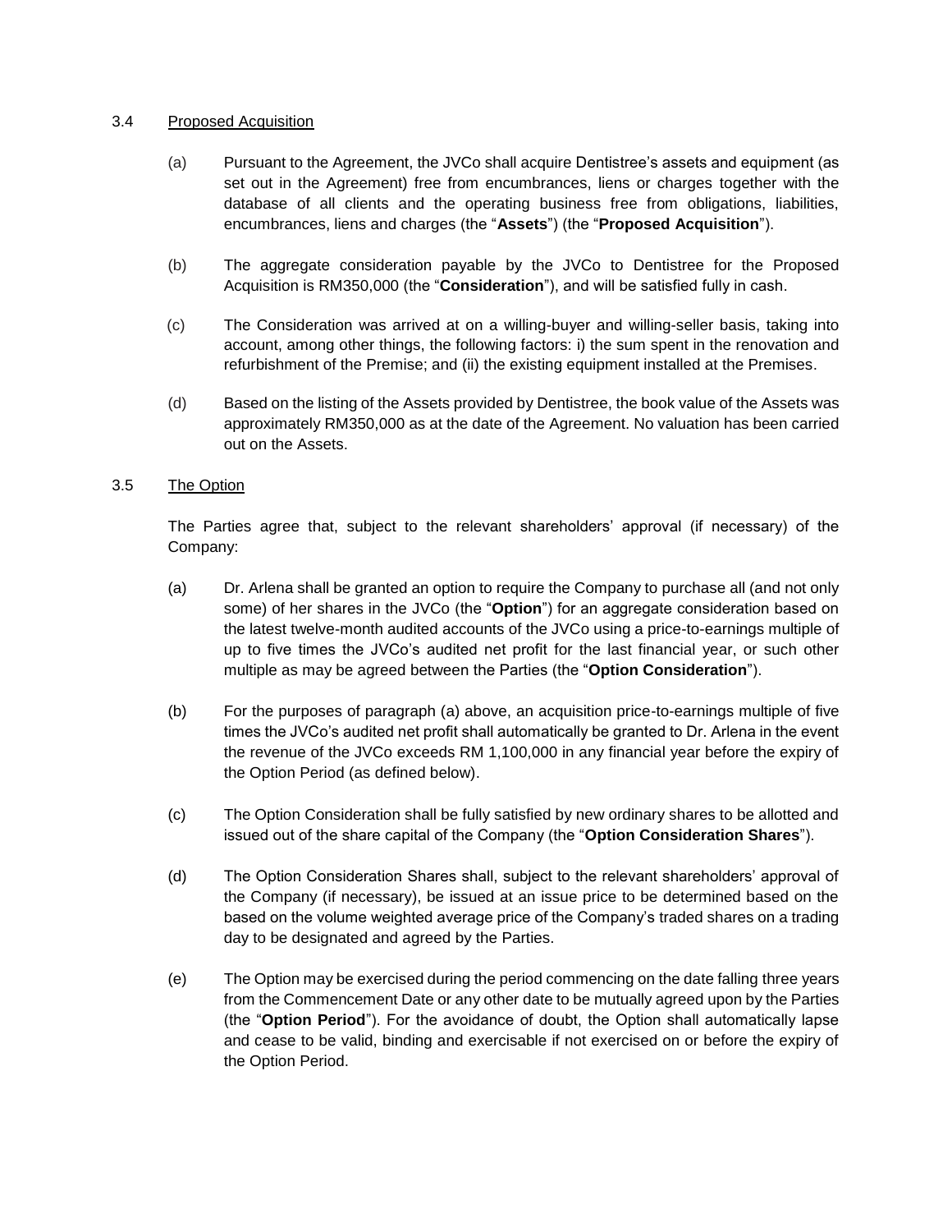3.4 Proposed Acquisition

(a) Pursuant to the Agreement, the JVCo shall acquire Dentistree's assets and equipment (as set out in the Agreement) free from encumbrances, liens or charges together with the database of all clients and the operating business free from obligations, liabilities, encumbrances, liens and charges (the "**Assets**") (the "**Proposed Acquisition**").

(b) The aggregate consideration payable by the JVCo to Dentistree for the Proposed Acquisition is RM350,000 (the "**Consideration**"), and will be satisfied fully in cash.

(c) The Consideration was arrived at on a willing-buyer and willing-seller basis, taking into account, among other things, the following factors: i) the sum spent in the renovation and refurbishment of the Premise; and (ii) the existing equipment installed at the Premises.

(d) Based on the listing of the Assets provided by Dentistree, the book value of the Assets was approximately RM350,000 as at the date of the Agreement. No valuation has been carried out on the Assets.

3.5 The Option

The Parties agree that, subject to the relevant shareholders' approval (if necessary) of the Company:

(a) Dr. Arlena shall be granted an option to require the Company to purchase all (and not only some) of her shares in the JVCo (the "**Option**") for an aggregate consideration based on the latest twelve-month audited accounts of the JVCo using a price-to-earnings multiple of up to five times the JVCo's audited net profit for the last financial year, or such other multiple as may be agreed between the Parties (the "**Option Consideration**").

(b) For the purposes of paragraph (a) above, an acquisition price-to-earnings multiple of five times the JVCo's audited net profit shall automatically be granted to Dr. Arlena in the event the revenue of the JVCo exceeds RM 1,100,000 in any financial year before the expiry of the Option Period (as defined below).

(c) The Option Consideration shall be fully satisfied by new ordinary shares to be allotted and issued out of the share capital of the Company (the "**Option Consideration Shares**").

(d) The Option Consideration Shares shall, subject to the relevant shareholders' approval of the Company (if necessary), be issued at an issue price to be determined based on the based on the volume weighted average price of the Company's traded shares on a trading day to be designated and agreed by the Parties.

(e) The Option may be exercised during the period commencing on the date falling three years from the Commencement Date or any other date to be mutually agreed upon by the Parties (the "**Option Period**"). For the avoidance of doubt, the Option shall automatically lapse and cease to be valid, binding and exercisable if not exercised on or before the expiry of the Option Period.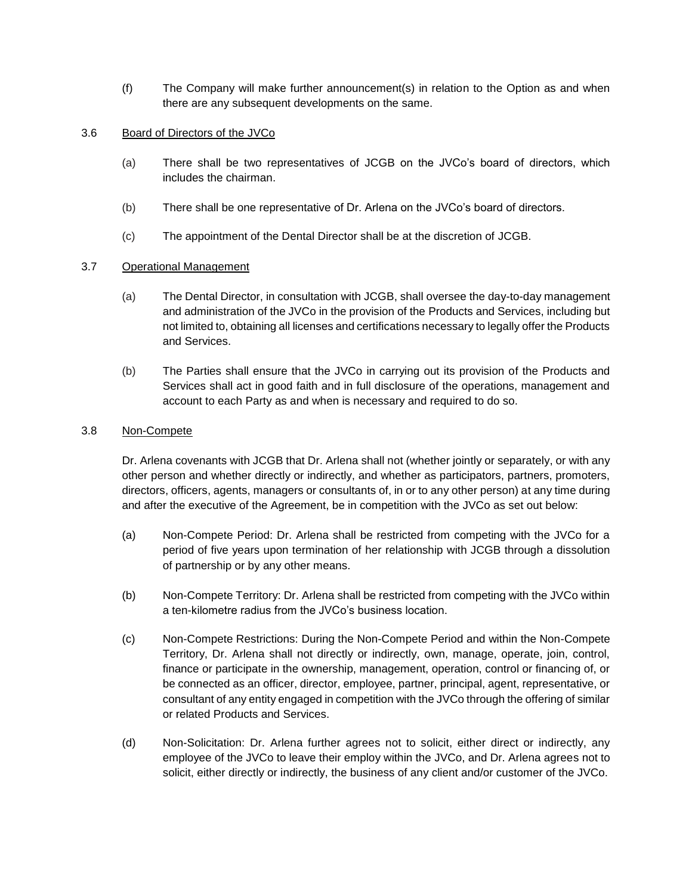(f) The Company will make further announcement(s) in relation to the Option as and when there are any subsequent developments on the same.

3.6 Board of Directors of the JVCo

(a) There shall be two representatives of JCGB on the JVCo's board of directors, which includes the chairman.

(b) There shall be one representative of Dr. Arlena on the JVCo's board of directors.

(c) The appointment of the Dental Director shall be at the discretion of JCGB.

3.7 Operational Management

(a) The Dental Director, in consultation with JCGB, shall oversee the day-to-day management and administration of the JVCo in the provision of the Products and Services, including but not limited to, obtaining all licenses and certifications necessary to legally offer the Products and Services.

(b) The Parties shall ensure that the JVCo in carrying out its provision of the Products and Services shall act in good faith and in full disclosure of the operations, management and account to each Party as and when is necessary and required to do so.

3.8 Non-Compete

Dr. Arlena covenants with JCGB that Dr. Arlena shall not (whether jointly or separately, or with any other person and whether directly or indirectly, and whether as participators, partners, promoters, directors, officers, agents, managers or consultants of, in or to any other person) at any time during and after the executive of the Agreement, be in competition with the JVCo as set out below:

(a) Non-Compete Period: Dr. Arlena shall be restricted from competing with the JVCo for a period of five years upon termination of her relationship with JCGB through a dissolution of partnership or by any other means.

(b) Non-Compete Territory: Dr. Arlena shall be restricted from competing with the JVCo within a ten-kilometre radius from the JVCo's business location.

(c) Non-Compete Restrictions: During the Non-Compete Period and within the Non-Compete Territory, Dr. Arlena shall not directly or indirectly, own, manage, operate, join, control, finance or participate in the ownership, management, operation, control or financing of, or be connected as an officer, director, employee, partner, principal, agent, representative, or consultant of any entity engaged in competition with the JVCo through the offering of similar or related Products and Services.

(d) Non-Solicitation: Dr. Arlena further agrees not to solicit, either direct or indirectly, any employee of the JVCo to leave their employ within the JVCo, and Dr. Arlena agrees not to solicit, either directly or indirectly, the business of any client and/or customer of the JVCo.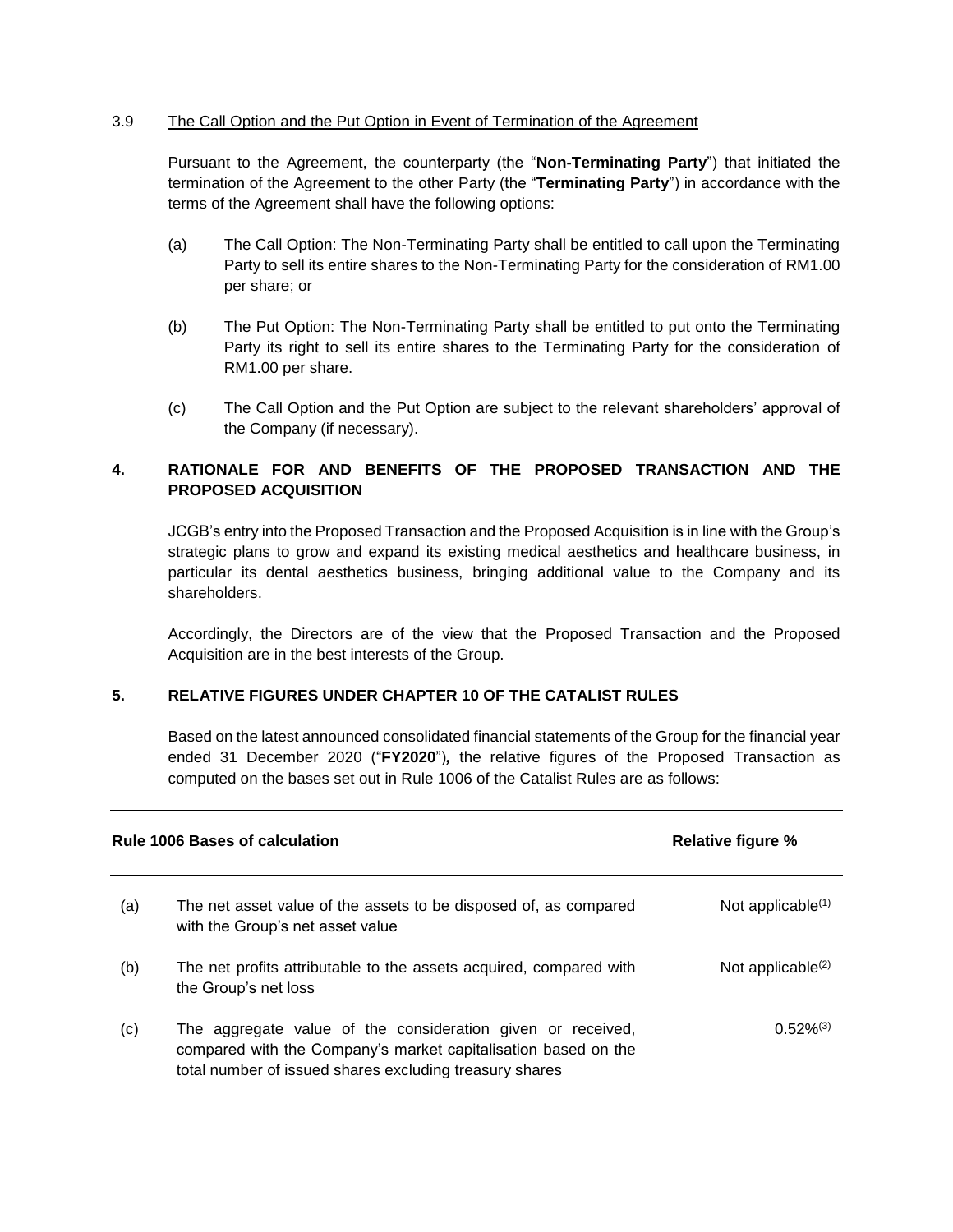3.9 The Call Option and the Put Option in Event of Termination of the Agreement

Pursuant to the Agreement, the counterparty (the "**Non-Terminating Party**") that initiated the termination of the Agreement to the other Party (the "**Terminating Party**") in accordance with the terms of the Agreement shall have the following options:

(a) The Call Option: The Non-Terminating Party shall be entitled to call upon the Terminating Party to sell its entire shares to the Non-Terminating Party for the consideration of RM1.00 per share; or

(b) The Put Option: The Non-Terminating Party shall be entitled to put onto the Terminating Party its right to sell its entire shares to the Terminating Party for the consideration of RM1.00 per share.

(c) The Call Option and the Put Option are subject to the relevant shareholders' approval of the Company (if necessary).

## 4. RATIONALE FOR AND BENEFITS OF THE PROPOSED TRANSACTION AND THE PROPOSED ACQUISITION

JCGB's entry into the Proposed Transaction and the Proposed Acquisition is in line with the Group's strategic plans to grow and expand its existing medical aesthetics and healthcare business, in particular its dental aesthetics business, bringing additional value to the Company and its shareholders.

Accordingly, the Directors are of the view that the Proposed Transaction and the Proposed Acquisition are in the best interests of the Group.

## 5. RELATIVE FIGURES UNDER CHAPTER 10 OF THE CATALIST RULES

Based on the latest announced consolidated financial statements of the Group for the financial year ended 31 December 2020 ("**FY2020**")*,* the relative figures of the Proposed Transaction as computed on the bases set out in Rule 1006 of the Catalist Rules are as follows:

| | **Rule 1006 Bases of calculation** | **Relative figure %** |
|---|---|---|
| (a) | The net asset value of the assets to be disposed of, as compared with the Group's net asset value | Not applicable[(1)] |
| (b) | The net profits attributable to the assets acquired, compared with the Group's net loss | Not applicable[(2)] |
| (c) | The aggregate value of the consideration given or received, compared with the Company's market capitalisation based on the total number of issued shares excluding treasury shares | 0.52%[(3)] |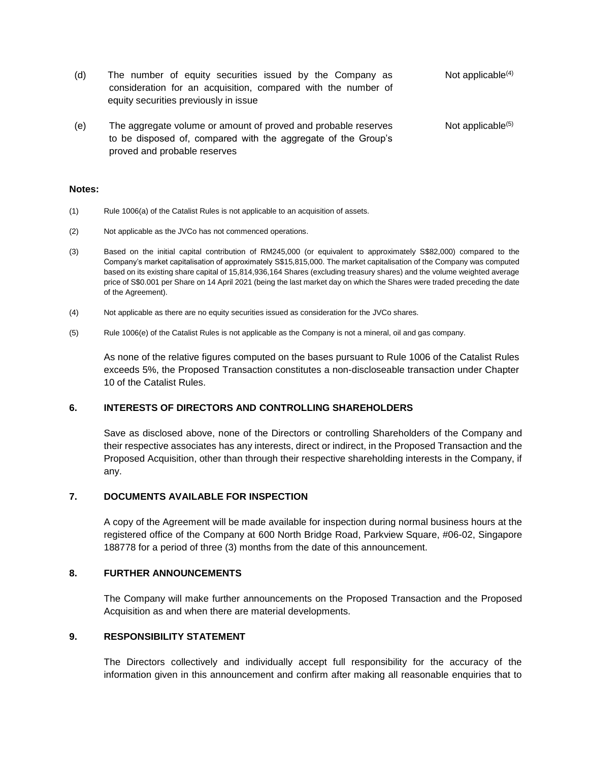| | | |
|---|---|---|
| (d) | The number of equity securities issued by the Company as consideration for an acquisition, compared with the number of equity securities previously in issue | Not applicable[(4)] |
| (e) | The aggregate volume or amount of proved and probable reserves to be disposed of, compared with the aggregate of the Group's proved and probable reserves | Not applicable[(5)] |

**Notes:**

(1) Rule 1006(a) of the Catalist Rules is not applicable to an acquisition of assets.

(2) Not applicable as the JVCo has not commenced operations.

(3) Based on the initial capital contribution of RM245,000 (or equivalent to approximately S$82,000) compared to the Company's market capitalisation of approximately S$15,815,000. The market capitalisation of the Company was computed based on its existing share capital of 15,814,936,164 Shares (excluding treasury shares) and the volume weighted average price of S$0.001 per Share on 14 April 2021 (being the last market day on which the Shares were traded preceding the date of the Agreement).

(4) Not applicable as there are no equity securities issued as consideration for the JVCo shares.

(5) Rule 1006(e) of the Catalist Rules is not applicable as the Company is not a mineral, oil and gas company.

As none of the relative figures computed on the bases pursuant to Rule 1006 of the Catalist Rules exceeds 5%, the Proposed Transaction constitutes a non-discloseable transaction under Chapter 10 of the Catalist Rules.

## 6. INTERESTS OF DIRECTORS AND CONTROLLING SHAREHOLDERS

Save as disclosed above, none of the Directors or controlling Shareholders of the Company and their respective associates has any interests, direct or indirect, in the Proposed Transaction and the Proposed Acquisition, other than through their respective shareholding interests in the Company, if any.

## 7. DOCUMENTS AVAILABLE FOR INSPECTION

A copy of the Agreement will be made available for inspection during normal business hours at the registered office of the Company at 600 North Bridge Road, Parkview Square, #06-02, Singapore 188778 for a period of three (3) months from the date of this announcement.

## 8. FURTHER ANNOUNCEMENTS

The Company will make further announcements on the Proposed Transaction and the Proposed Acquisition as and when there are material developments.

## 9. RESPONSIBILITY STATEMENT

The Directors collectively and individually accept full responsibility for the accuracy of the information given in this announcement and confirm after making all reasonable enquiries that to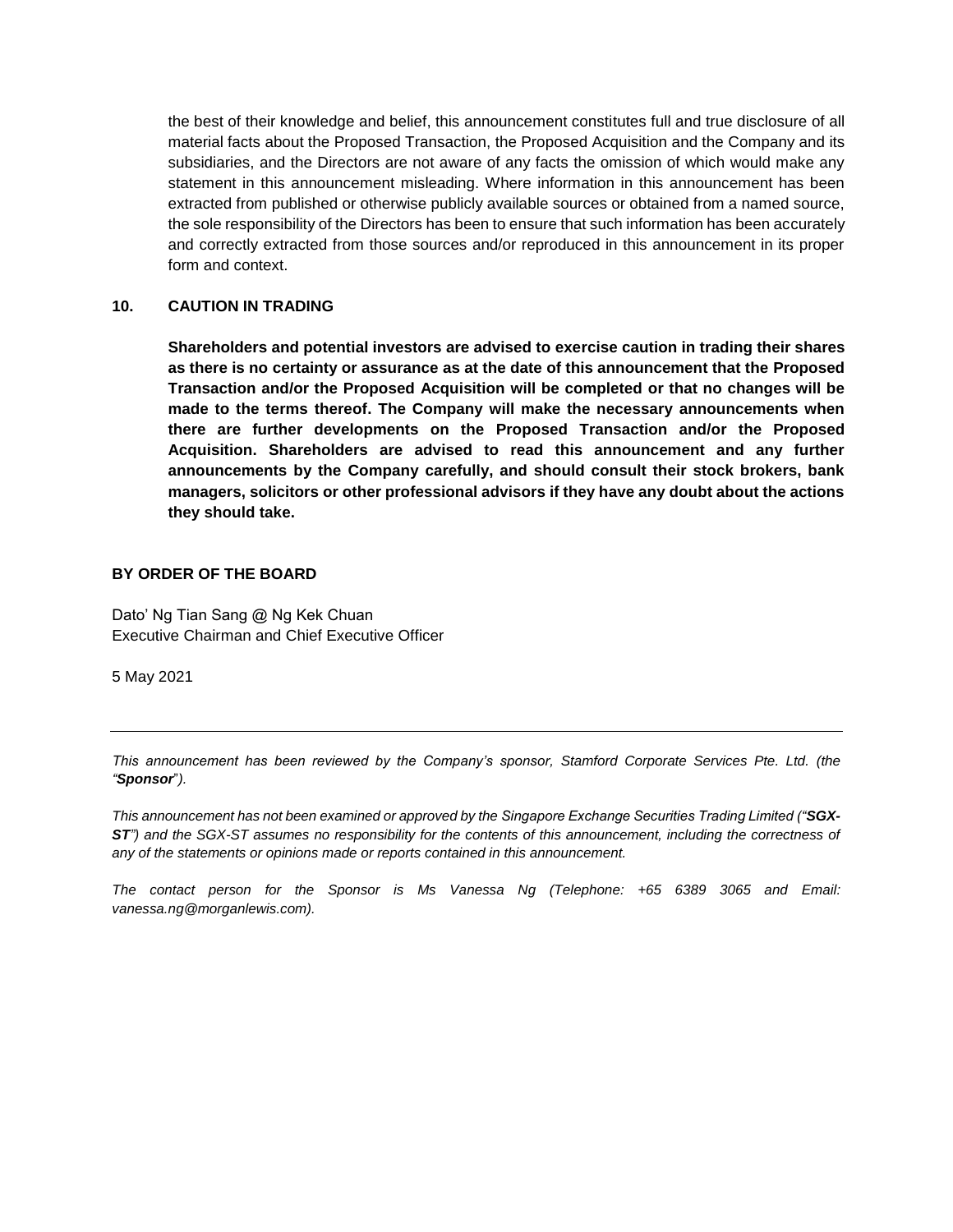the best of their knowledge and belief, this announcement constitutes full and true disclosure of all material facts about the Proposed Transaction, the Proposed Acquisition and the Company and its subsidiaries, and the Directors are not aware of any facts the omission of which would make any statement in this announcement misleading. Where information in this announcement has been extracted from published or otherwise publicly available sources or obtained from a named source, the sole responsibility of the Directors has been to ensure that such information has been accurately and correctly extracted from those sources and/or reproduced in this announcement in its proper form and context.

## 10. CAUTION IN TRADING

**Shareholders and potential investors are advised to exercise caution in trading their shares as there is no certainty or assurance as at the date of this announcement that the Proposed Transaction and/or the Proposed Acquisition will be completed or that no changes will be made to the terms thereof. The Company will make the necessary announcements when there are further developments on the Proposed Transaction and/or the Proposed Acquisition. Shareholders are advised to read this announcement and any further announcements by the Company carefully, and should consult their stock brokers, bank managers, solicitors or other professional advisors if they have any doubt about the actions they should take.**

**BY ORDER OF THE BOARD**

Dato' Ng Tian Sang @ Ng Kek Chuan
Executive Chairman and Chief Executive Officer

5 May 2021

---

*This announcement has been reviewed by the Company's sponsor, Stamford Corporate Services Pte. Ltd. (the "**Sponsor**").*

*This announcement has not been examined or approved by the Singapore Exchange Securities Trading Limited ("**SGX-ST**") and the SGX-ST assumes no responsibility for the contents of this announcement, including the correctness of any of the statements or opinions made or reports contained in this announcement.*

*The contact person for the Sponsor is Ms Vanessa Ng (Telephone: +65 6389 3065 and Email: vanessa.ng@morganlewis.com).*